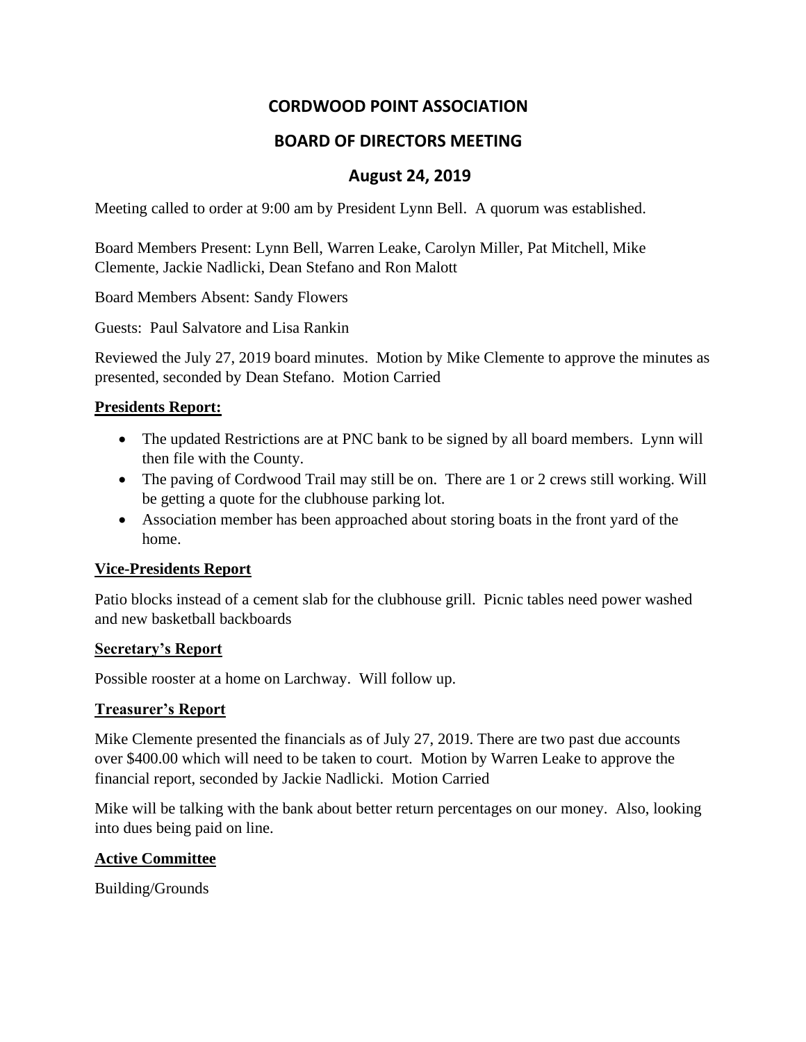# CORDWOOD POINT ASSOCIATION

## BOARD OF DIRECTORS MEETING

## August 24, 2019

Meeting called to order at 9:00 am by President Lynn Bell. A quorum was established.

Board Members Present: Lynn Bell, Warren Leake, Carolyn Miller, Pat Mitchell, Mike Clemente, Jackie Nadlicki, Dean Stefano and Ron Malott

Board Members Absent: Sandy Flowers

Guests: Paul Salvatore and Lisa Rankin

Reviewed the July 27, 2019 board minutes. Motion by Mike Clemente to approve the minutes as presented, seconded by Dean Stefano. Motion Carried

### Presidents Report:

- The updated Restrictions are at PNC bank to be signed by all board members. Lynn will then file with the County.
- The paving of Cordwood Trail may still be on. There are 1 or 2 crews still working. Will be getting a quote for the clubhouse parking lot.
- Association member has been approached about storing boats in the front yard of the home.

### Vice-Presidents Report

Patio blocks instead of a cement slab for the clubhouse grill. Picnic tables need power washed and new basketball backboards

### Secretary's Report

Possible rooster at a home on Larchway. Will follow up.

### Treasurer's Report

Mike Clemente presented the financials as of July 27, 2019. There are two past due accounts over $400.00 which will need to be taken to court. Motion by Warren Leake to approve the financial report, seconded by Jackie Nadlicki. Motion Carried

Mike will be talking with the bank about better return percentages on our money. Also, looking into dues being paid on line.

### Active Committee

Building/Grounds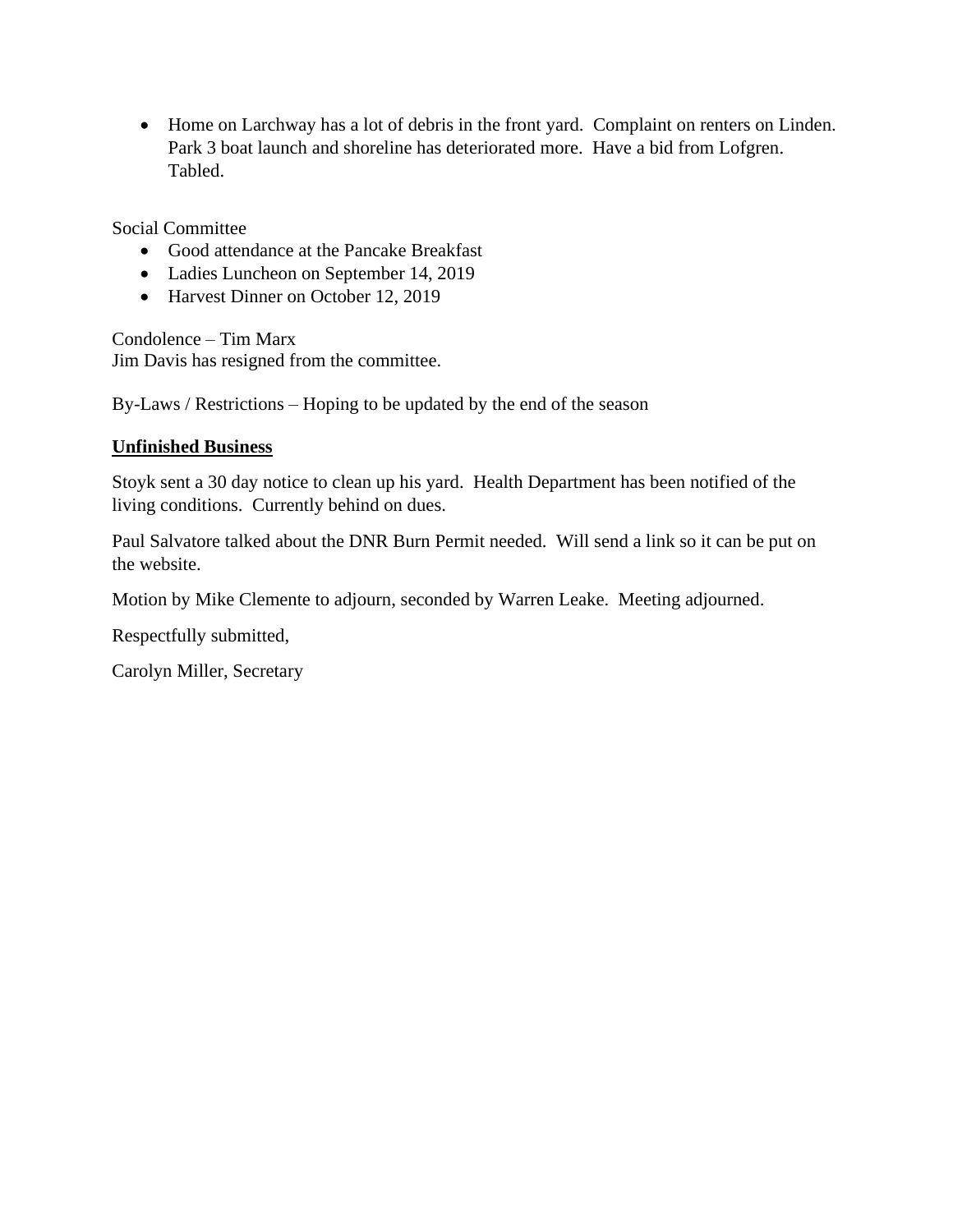- Home on Larchway has a lot of debris in the front yard. Complaint on renters on Linden. Park 3 boat launch and shoreline has deteriorated more. Have a bid from Lofgren. Tabled.

Social Committee

- Good attendance at the Pancake Breakfast
- Ladies Luncheon on September 14, 2019
- Harvest Dinner on October 12, 2019

Condolence – Tim Marx
Jim Davis has resigned from the committee.

By-Laws / Restrictions – Hoping to be updated by the end of the season

**Unfinished Business**

Stoyk sent a 30 day notice to clean up his yard. Health Department has been notified of the living conditions. Currently behind on dues.

Paul Salvatore talked about the DNR Burn Permit needed. Will send a link so it can be put on the website.

Motion by Mike Clemente to adjourn, seconded by Warren Leake. Meeting adjourned.

Respectfully submitted,

Carolyn Miller, Secretary